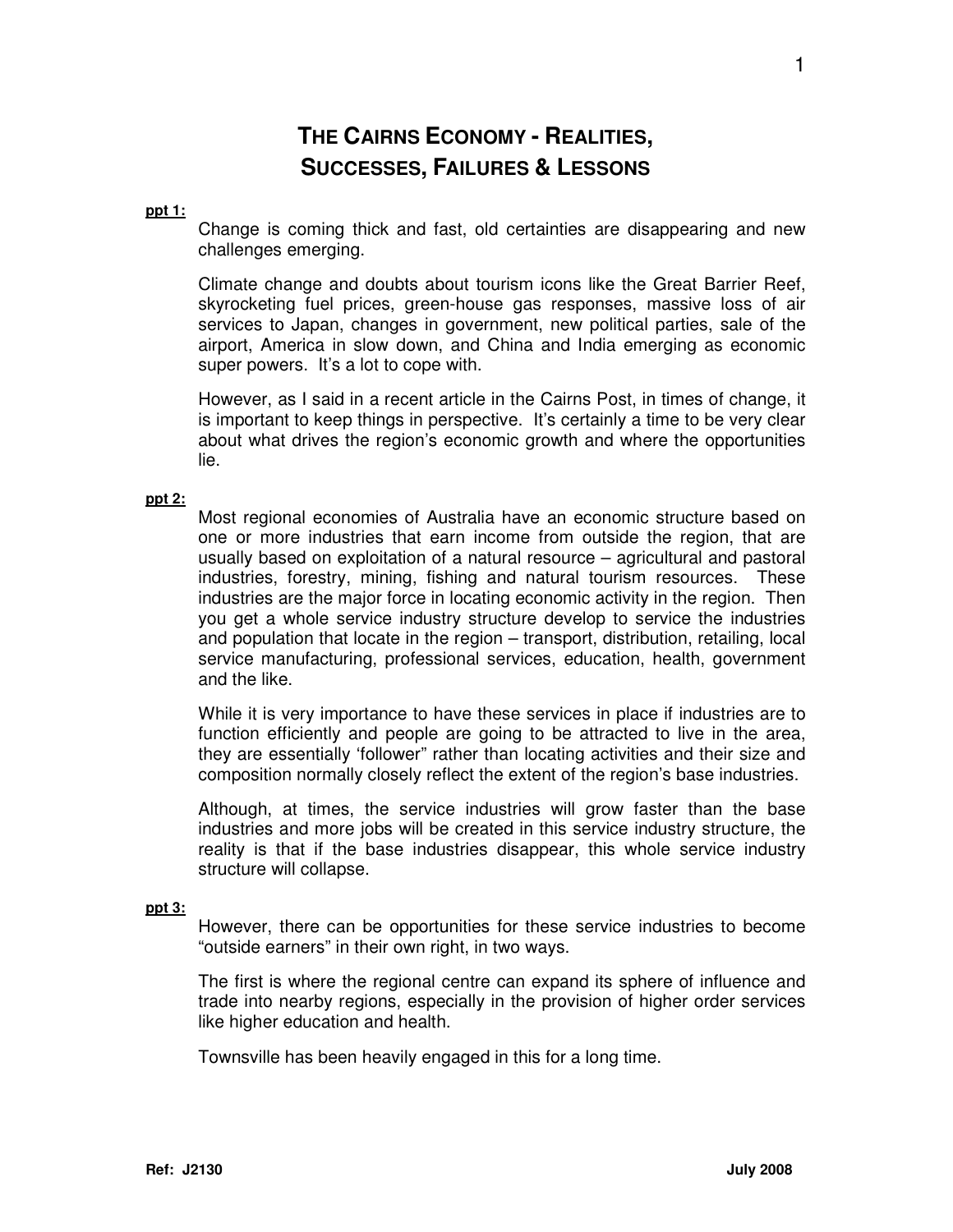# THE CAIRNS ECONOMY - REALITIES, SUCCESSES, FAILURES & LESSONS

**ppt 1:**

Change is coming thick and fast, old certainties are disappearing and new challenges emerging.

Climate change and doubts about tourism icons like the Great Barrier Reef, skyrocketing fuel prices, green-house gas responses, massive loss of air services to Japan, changes in government, new political parties, sale of the airport, America in slow down, and China and India emerging as economic super powers. It's a lot to cope with.

However, as I said in a recent article in the Cairns Post, in times of change, it is important to keep things in perspective. It's certainly a time to be very clear about what drives the region's economic growth and where the opportunities lie.

**ppt 2:**

Most regional economies of Australia have an economic structure based on one or more industries that earn income from outside the region, that are usually based on exploitation of a natural resource – agricultural and pastoral industries, forestry, mining, fishing and natural tourism resources. These industries are the major force in locating economic activity in the region. Then you get a whole service industry structure develop to service the industries and population that locate in the region – transport, distribution, retailing, local service manufacturing, professional services, education, health, government and the like.

While it is very importance to have these services in place if industries are to function efficiently and people are going to be attracted to live in the area, they are essentially 'follower" rather than locating activities and their size and composition normally closely reflect the extent of the region's base industries.

Although, at times, the service industries will grow faster than the base industries and more jobs will be created in this service industry structure, the reality is that if the base industries disappear, this whole service industry structure will collapse.

**ppt 3:**

However, there can be opportunities for these service industries to become "outside earners" in their own right, in two ways.

The first is where the regional centre can expand its sphere of influence and trade into nearby regions, especially in the provision of higher order services like higher education and health.

Townsville has been heavily engaged in this for a long time.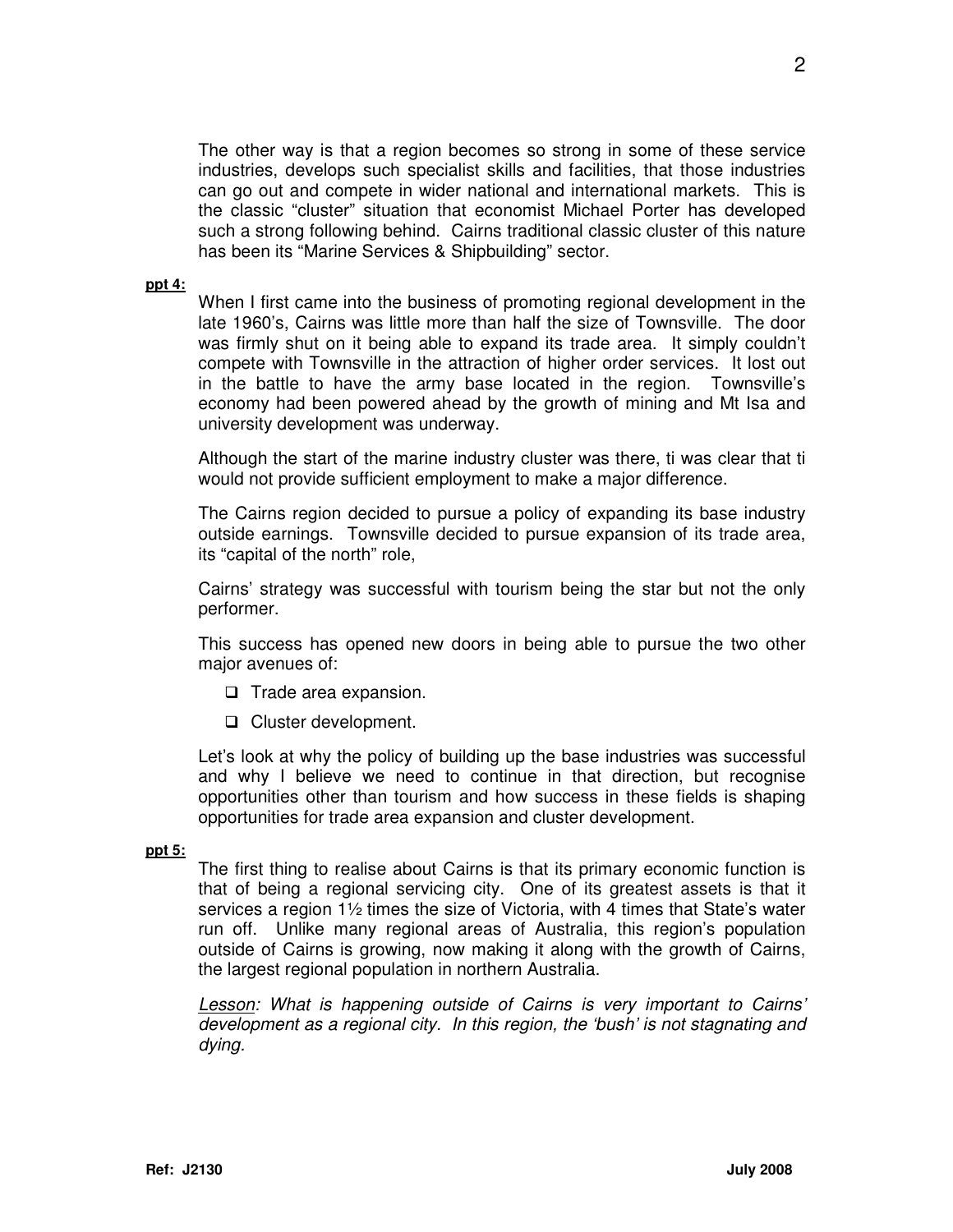The other way is that a region becomes so strong in some of these service industries, develops such specialist skills and facilities, that those industries can go out and compete in wider national and international markets. This is the classic "cluster" situation that economist Michael Porter has developed such a strong following behind. Cairns traditional classic cluster of this nature has been its "Marine Services & Shipbuilding" sector.

**ppt 4:**

When I first came into the business of promoting regional development in the late 1960's, Cairns was little more than half the size of Townsville. The door was firmly shut on it being able to expand its trade area. It simply couldn't compete with Townsville in the attraction of higher order services. It lost out in the battle to have the army base located in the region. Townsville's economy had been powered ahead by the growth of mining and Mt Isa and university development was underway.

Although the start of the marine industry cluster was there, ti was clear that ti would not provide sufficient employment to make a major difference.

The Cairns region decided to pursue a policy of expanding its base industry outside earnings. Townsville decided to pursue expansion of its trade area, its "capital of the north" role,

Cairns' strategy was successful with tourism being the star but not the only performer.

This success has opened new doors in being able to pursue the two other major avenues of:

- Trade area expansion.
- Cluster development.

Let's look at why the policy of building up the base industries was successful and why I believe we need to continue in that direction, but recognise opportunities other than tourism and how success in these fields is shaping opportunities for trade area expansion and cluster development.

**ppt 5:**

The first thing to realise about Cairns is that its primary economic function is that of being a regional servicing city. One of its greatest assets is that it services a region 1½ times the size of Victoria, with 4 times that State's water run off. Unlike many regional areas of Australia, this region's population outside of Cairns is growing, now making it along with the growth of Cairns, the largest regional population in northern Australia.

*Lesson: What is happening outside of Cairns is very important to Cairns' development as a regional city. In this region, the 'bush' is not stagnating and dying.*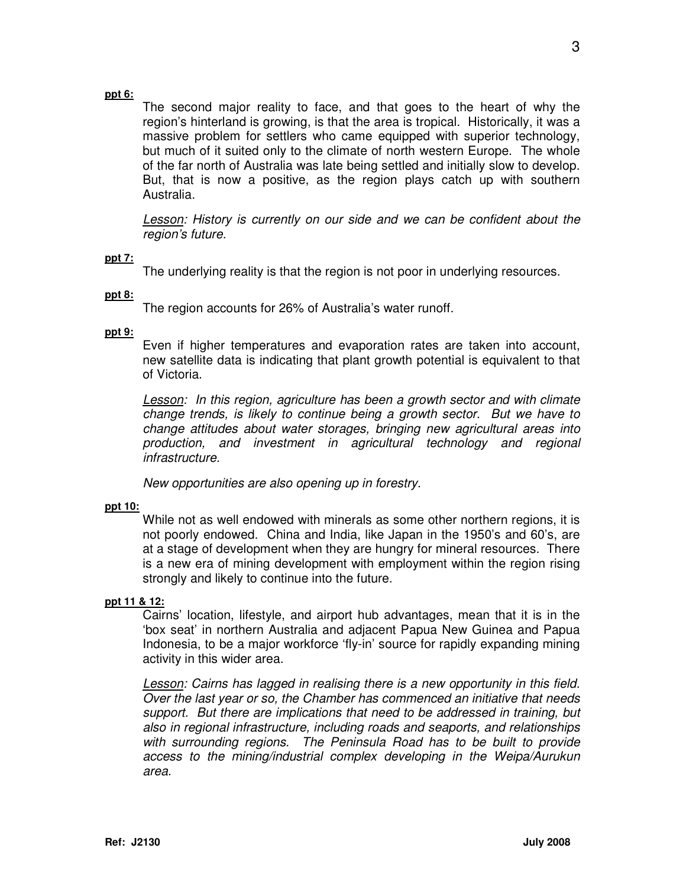**ppt 6:**

The second major reality to face, and that goes to the heart of why the region's hinterland is growing, is that the area is tropical. Historically, it was a massive problem for settlers who came equipped with superior technology, but much of it suited only to the climate of north western Europe. The whole of the far north of Australia was late being settled and initially slow to develop. But, that is now a positive, as the region plays catch up with southern Australia.

*Lesson: History is currently on our side and we can be confident about the region's future.*

**ppt 7:**

The underlying reality is that the region is not poor in underlying resources.

**ppt 8:**

The region accounts for 26% of Australia's water runoff.

**ppt 9:**

Even if higher temperatures and evaporation rates are taken into account, new satellite data is indicating that plant growth potential is equivalent to that of Victoria.

*Lesson: In this region, agriculture has been a growth sector and with climate change trends, is likely to continue being a growth sector. But we have to change attitudes about water storages, bringing new agricultural areas into production, and investment in agricultural technology and regional infrastructure.*

*New opportunities are also opening up in forestry.*

**ppt 10:**

While not as well endowed with minerals as some other northern regions, it is not poorly endowed. China and India, like Japan in the 1950's and 60's, are at a stage of development when they are hungry for mineral resources. There is a new era of mining development with employment within the region rising strongly and likely to continue into the future.

**ppt 11 & 12:**

Cairns' location, lifestyle, and airport hub advantages, mean that it is in the 'box seat' in northern Australia and adjacent Papua New Guinea and Papua Indonesia, to be a major workforce 'fly-in' source for rapidly expanding mining activity in this wider area.

*Lesson: Cairns has lagged in realising there is a new opportunity in this field. Over the last year or so, the Chamber has commenced an initiative that needs support. But there are implications that need to be addressed in training, but also in regional infrastructure, including roads and seaports, and relationships with surrounding regions. The Peninsula Road has to be built to provide access to the mining/industrial complex developing in the Weipa/Aurukun area.*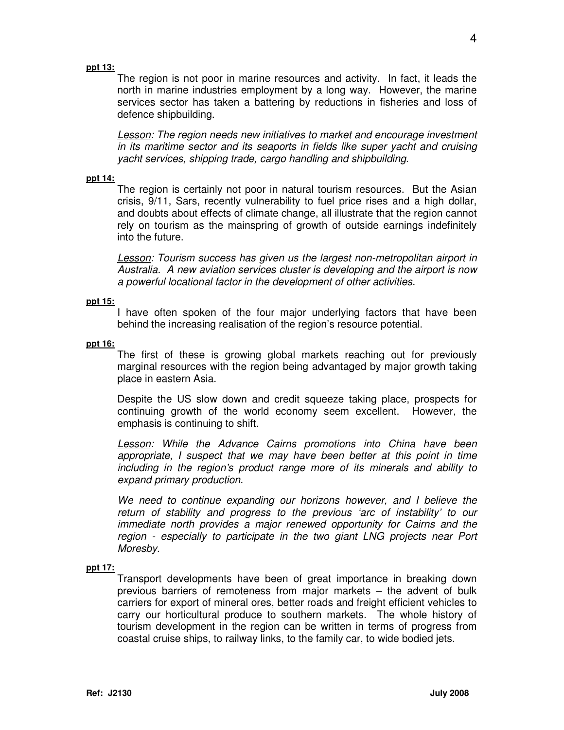**ppt 13:**

The region is not poor in marine resources and activity. In fact, it leads the north in marine industries employment by a long way. However, the marine services sector has taken a battering by reductions in fisheries and loss of defence shipbuilding.

*Lesson: The region needs new initiatives to market and encourage investment in its maritime sector and its seaports in fields like super yacht and cruising yacht services, shipping trade, cargo handling and shipbuilding.*

**ppt 14:**

The region is certainly not poor in natural tourism resources. But the Asian crisis, 9/11, Sars, recently vulnerability to fuel price rises and a high dollar, and doubts about effects of climate change, all illustrate that the region cannot rely on tourism as the mainspring of growth of outside earnings indefinitely into the future.

*Lesson: Tourism success has given us the largest non-metropolitan airport in Australia. A new aviation services cluster is developing and the airport is now a powerful locational factor in the development of other activities.*

**ppt 15:**

I have often spoken of the four major underlying factors that have been behind the increasing realisation of the region's resource potential.

**ppt 16:**

The first of these is growing global markets reaching out for previously marginal resources with the region being advantaged by major growth taking place in eastern Asia.

Despite the US slow down and credit squeeze taking place, prospects for continuing growth of the world economy seem excellent. However, the emphasis is continuing to shift.

*Lesson: While the Advance Cairns promotions into China have been appropriate, I suspect that we may have been better at this point in time including in the region's product range more of its minerals and ability to expand primary production.*

*We need to continue expanding our horizons however, and I believe the return of stability and progress to the previous 'arc of instability' to our immediate north provides a major renewed opportunity for Cairns and the region - especially to participate in the two giant LNG projects near Port Moresby.*

**ppt 17:**

Transport developments have been of great importance in breaking down previous barriers of remoteness from major markets – the advent of bulk carriers for export of mineral ores, better roads and freight efficient vehicles to carry our horticultural produce to southern markets. The whole history of tourism development in the region can be written in terms of progress from coastal cruise ships, to railway links, to the family car, to wide bodied jets.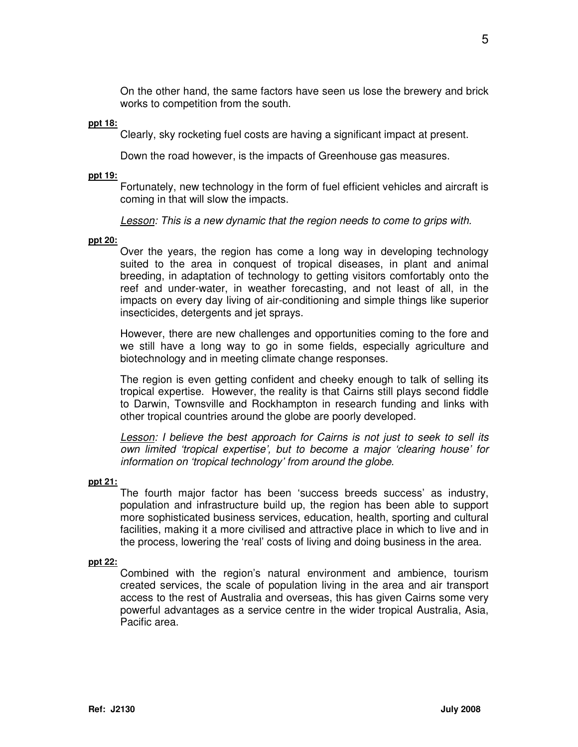On the other hand, the same factors have seen us lose the brewery and brick works to competition from the south.

**ppt 18:**

Clearly, sky rocketing fuel costs are having a significant impact at present.

Down the road however, is the impacts of Greenhouse gas measures.

**ppt 19:**

Fortunately, new technology in the form of fuel efficient vehicles and aircraft is coming in that will slow the impacts.

*Lesson: This is a new dynamic that the region needs to come to grips with.*

**ppt 20:**

Over the years, the region has come a long way in developing technology suited to the area in conquest of tropical diseases, in plant and animal breeding, in adaptation of technology to getting visitors comfortably onto the reef and under-water, in weather forecasting, and not least of all, in the impacts on every day living of air-conditioning and simple things like superior insecticides, detergents and jet sprays.

However, there are new challenges and opportunities coming to the fore and we still have a long way to go in some fields, especially agriculture and biotechnology and in meeting climate change responses.

The region is even getting confident and cheeky enough to talk of selling its tropical expertise. However, the reality is that Cairns still plays second fiddle to Darwin, Townsville and Rockhampton in research funding and links with other tropical countries around the globe are poorly developed.

*Lesson: I believe the best approach for Cairns is not just to seek to sell its own limited 'tropical expertise', but to become a major 'clearing house' for information on 'tropical technology' from around the globe.*

**ppt 21:**

The fourth major factor has been 'success breeds success' as industry, population and infrastructure build up, the region has been able to support more sophisticated business services, education, health, sporting and cultural facilities, making it a more civilised and attractive place in which to live and in the process, lowering the 'real' costs of living and doing business in the area.

**ppt 22:**

Combined with the region's natural environment and ambience, tourism created services, the scale of population living in the area and air transport access to the rest of Australia and overseas, this has given Cairns some very powerful advantages as a service centre in the wider tropical Australia, Asia, Pacific area.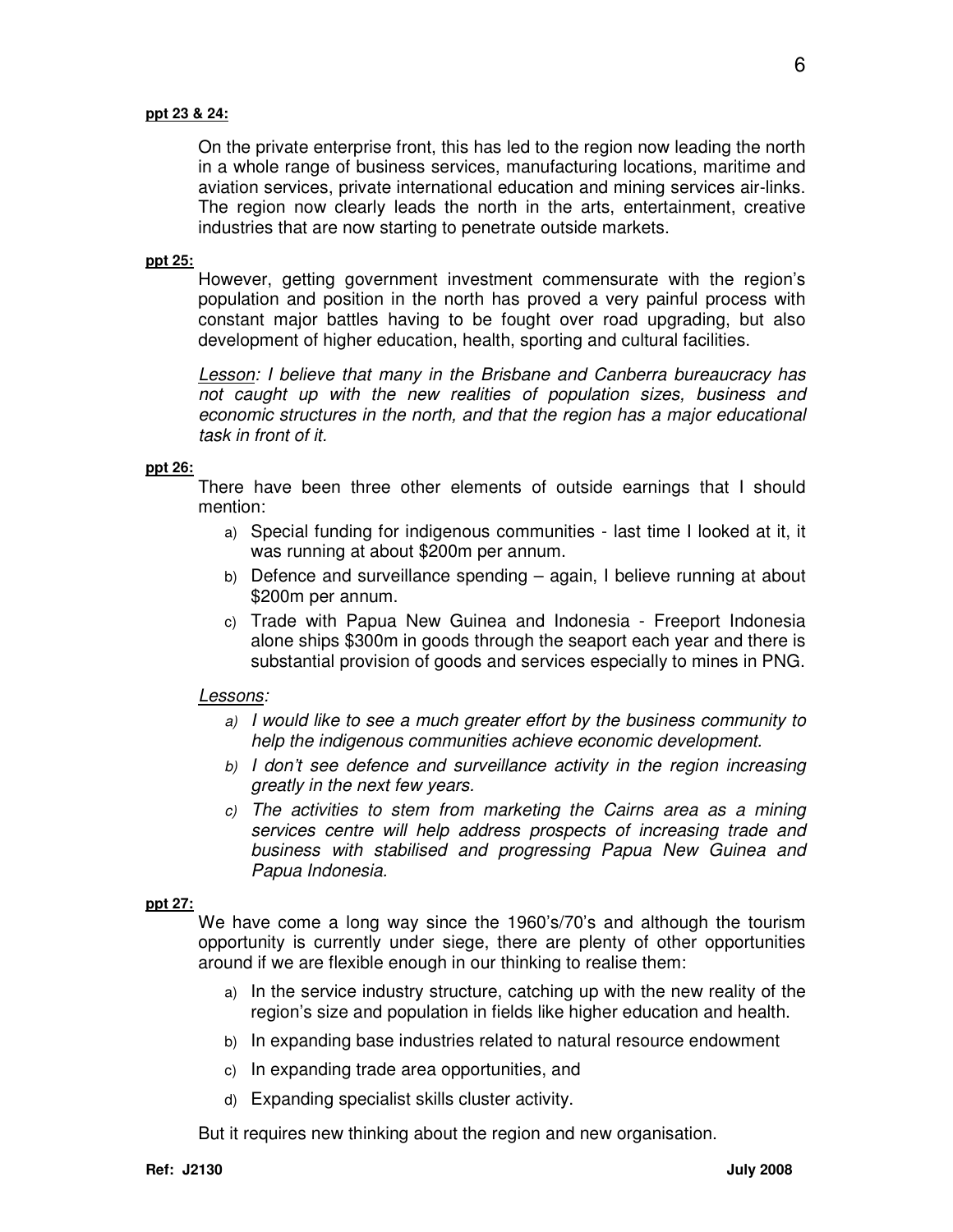**ppt 23 & 24:**

On the private enterprise front, this has led to the region now leading the north in a whole range of business services, manufacturing locations, maritime and aviation services, private international education and mining services air-links. The region now clearly leads the north in the arts, entertainment, creative industries that are now starting to penetrate outside markets.

**ppt 25:**

However, getting government investment commensurate with the region's population and position in the north has proved a very painful process with constant major battles having to be fought over road upgrading, but also development of higher education, health, sporting and cultural facilities.

*Lesson: I believe that many in the Brisbane and Canberra bureaucracy has not caught up with the new realities of population sizes, business and economic structures in the north, and that the region has a major educational task in front of it.*

**ppt 26:**

There have been three other elements of outside earnings that I should mention:

a) Special funding for indigenous communities - last time I looked at it, it was running at about $200m per annum.
b) Defence and surveillance spending – again, I believe running at about $200m per annum.
c) Trade with Papua New Guinea and Indonesia - Freeport Indonesia alone ships $300m in goods through the seaport each year and there is substantial provision of goods and services especially to mines in PNG.

*Lessons:*

*a) I would like to see a much greater effort by the business community to help the indigenous communities achieve economic development.*
*b) I don't see defence and surveillance activity in the region increasing greatly in the next few years.*
*c) The activities to stem from marketing the Cairns area as a mining services centre will help address prospects of increasing trade and business with stabilised and progressing Papua New Guinea and Papua Indonesia.*

**ppt 27:**

We have come a long way since the 1960's/70's and although the tourism opportunity is currently under siege, there are plenty of other opportunities around if we are flexible enough in our thinking to realise them:

a) In the service industry structure, catching up with the new reality of the region's size and population in fields like higher education and health.
b) In expanding base industries related to natural resource endowment
c) In expanding trade area opportunities, and
d) Expanding specialist skills cluster activity.

But it requires new thinking about the region and new organisation.